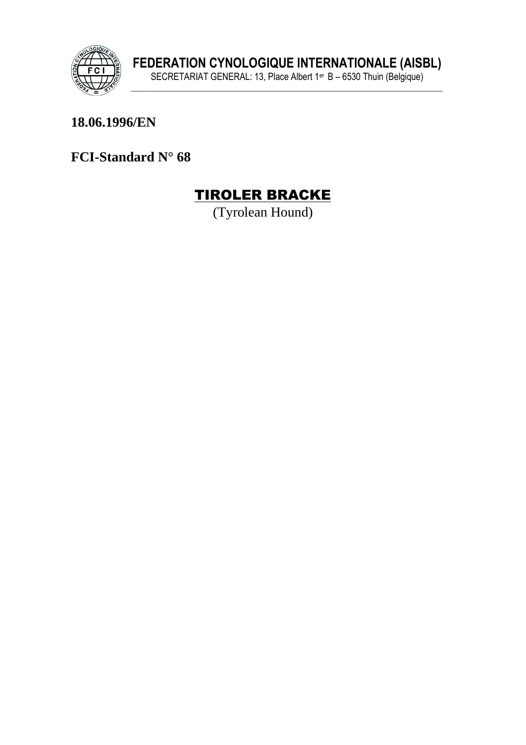**FEDERATION CYNOLOGIQUE INTERNATIONALE (AISBL)**

SECRETARIAT GENERAL: 13, Place Albert 1er B – 6530 Thuin (Belgique)

**18.06.1996/EN**

**FCI-Standard N° 68**

# TIROLER BRACKE

(Tyrolean Hound)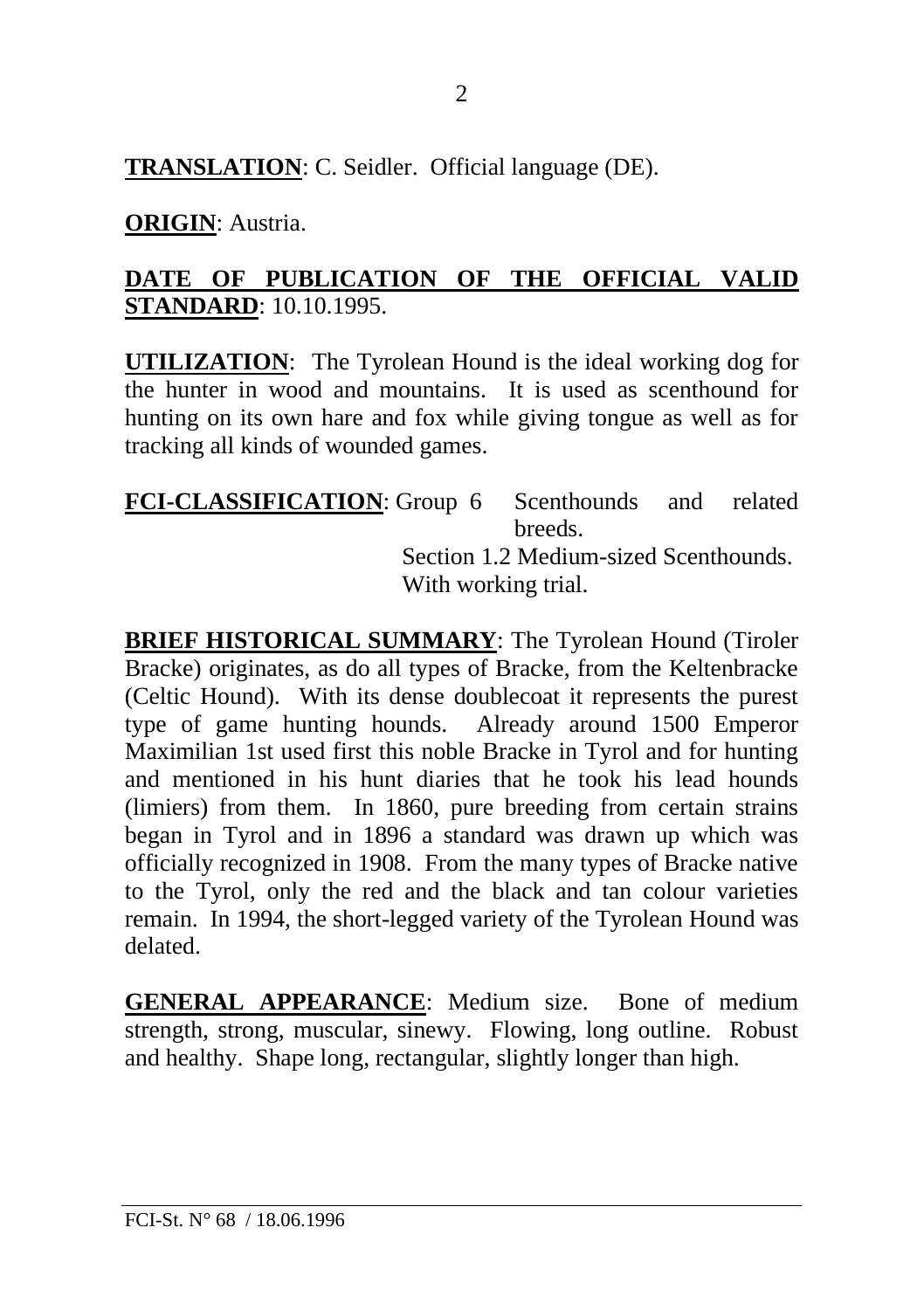**TRANSLATION**: C. Seidler. Official language (DE).

**ORIGIN**: Austria.

**DATE OF PUBLICATION OF THE OFFICIAL VALID STANDARD**: 10.10.1995.

**UTILIZATION**: The Tyrolean Hound is the ideal working dog for the hunter in wood and mountains. It is used as scenthound for hunting on its own hare and fox while giving tongue as well as for tracking all kinds of wounded games.

**FCI-CLASSIFICATION**: Group 6 Scenthounds and related breeds.
Section 1.2 Medium-sized Scenthounds.
With working trial.

**BRIEF HISTORICAL SUMMARY**: The Tyrolean Hound (Tiroler Bracke) originates, as do all types of Bracke, from the Keltenbracke (Celtic Hound). With its dense doublecoat it represents the purest type of game hunting hounds. Already around 1500 Emperor Maximilian 1st used first this noble Bracke in Tyrol and for hunting and mentioned in his hunt diaries that he took his lead hounds (limiers) from them. In 1860, pure breeding from certain strains began in Tyrol and in 1896 a standard was drawn up which was officially recognized in 1908. From the many types of Bracke native to the Tyrol, only the red and the black and tan colour varieties remain. In 1994, the short-legged variety of the Tyrolean Hound was delated.

**GENERAL APPEARANCE**: Medium size. Bone of medium strength, strong, muscular, sinewy. Flowing, long outline. Robust and healthy. Shape long, rectangular, slightly longer than high.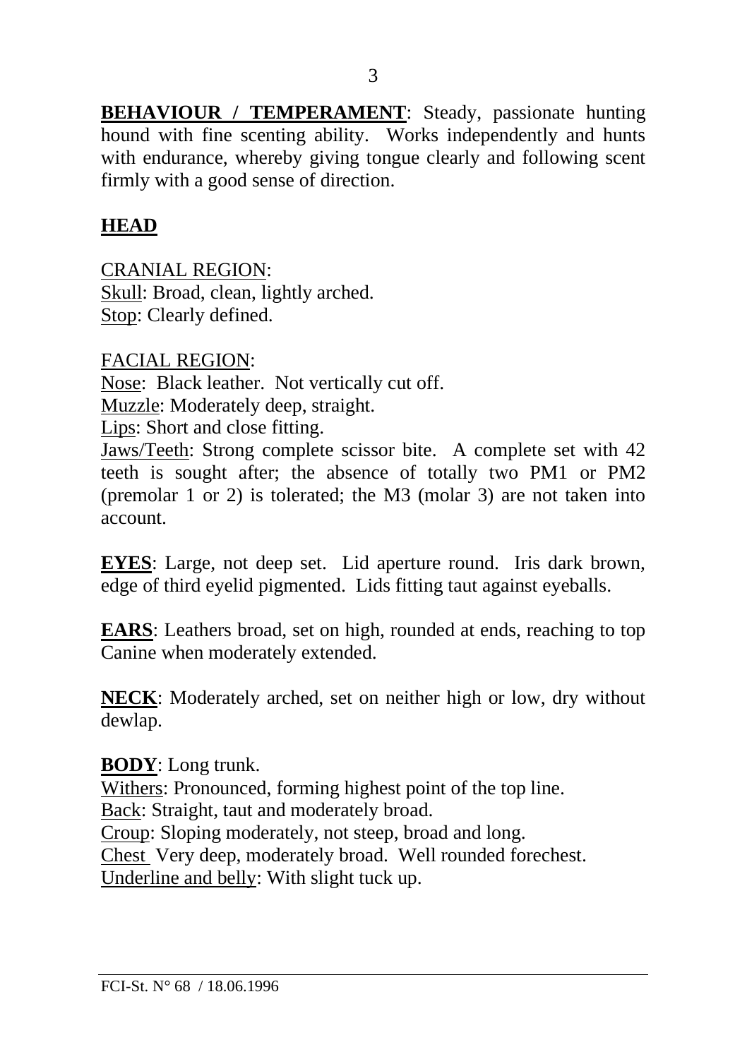**BEHAVIOUR / TEMPERAMENT**: Steady, passionate hunting hound with fine scenting ability. Works independently and hunts with endurance, whereby giving tongue clearly and following scent firmly with a good sense of direction.

## HEAD

CRANIAL REGION:
Skull: Broad, clean, lightly arched.
Stop: Clearly defined.

FACIAL REGION:
Nose: Black leather. Not vertically cut off.
Muzzle: Moderately deep, straight.
Lips: Short and close fitting.
Jaws/Teeth: Strong complete scissor bite. A complete set with 42 teeth is sought after; the absence of totally two PM1 or PM2 (premolar 1 or 2) is tolerated; the M3 (molar 3) are not taken into account.

**EYES**: Large, not deep set. Lid aperture round. Iris dark brown, edge of third eyelid pigmented. Lids fitting taut against eyeballs.

**EARS**: Leathers broad, set on high, rounded at ends, reaching to top Canine when moderately extended.

**NECK**: Moderately arched, set on neither high or low, dry without dewlap.

**BODY**: Long trunk.
Withers: Pronounced, forming highest point of the top line.
Back: Straight, taut and moderately broad.
Croup: Sloping moderately, not steep, broad and long.
Chest Very deep, moderately broad. Well rounded forechest.
Underline and belly: With slight tuck up.

FCI-St. N° 68 / 18.06.1996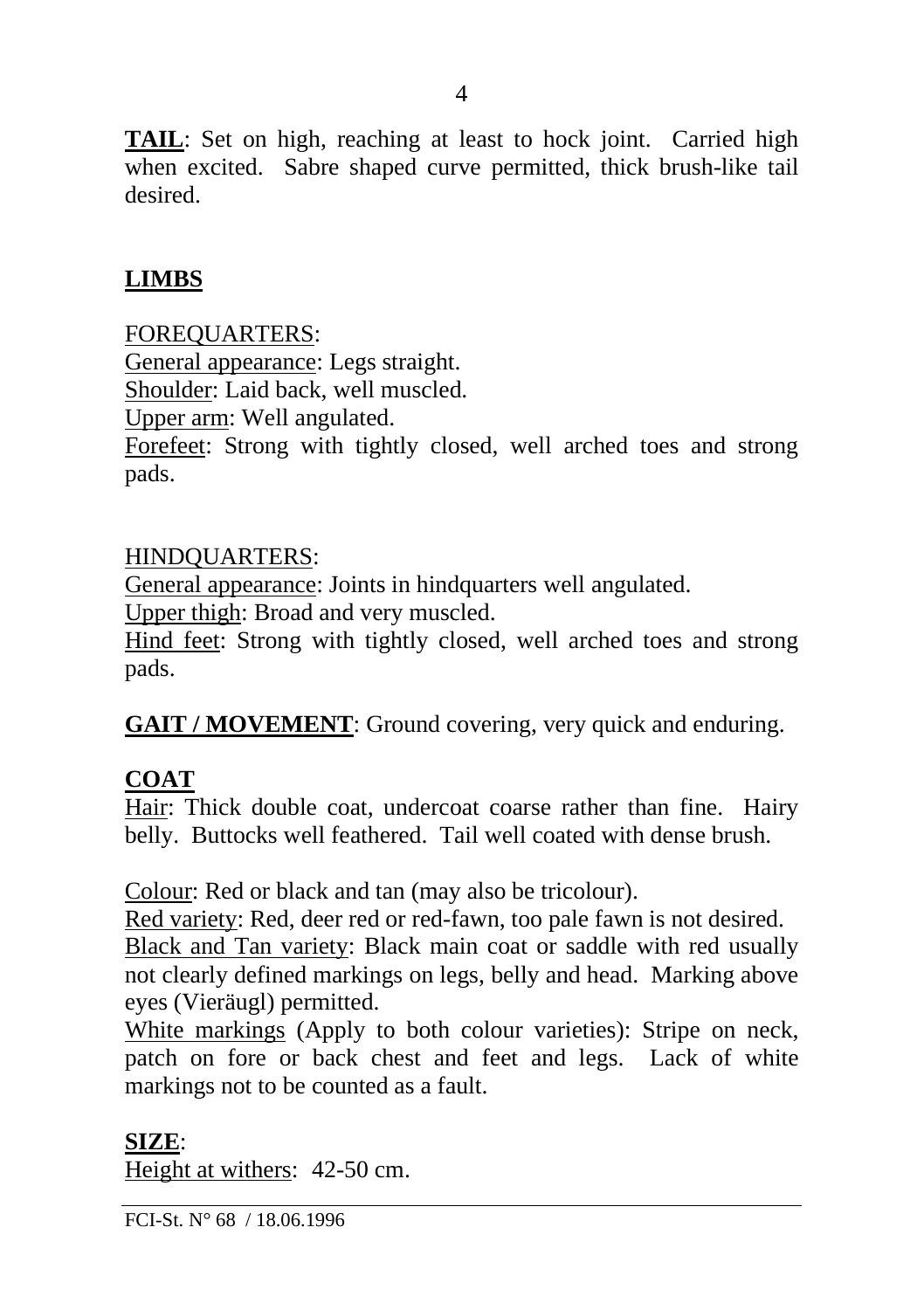**TAIL**: Set on high, reaching at least to hock joint. Carried high when excited. Sabre shaped curve permitted, thick brush-like tail desired.

## LIMBS

FOREQUARTERS:
General appearance: Legs straight.
Shoulder: Laid back, well muscled.
Upper arm: Well angulated.
Forefeet: Strong with tightly closed, well arched toes and strong pads.

HINDQUARTERS:
General appearance: Joints in hindquarters well angulated.
Upper thigh: Broad and very muscled.
Hind feet: Strong with tightly closed, well arched toes and strong pads.

**GAIT / MOVEMENT**: Ground covering, very quick and enduring.

## COAT

Hair: Thick double coat, undercoat coarse rather than fine. Hairy belly. Buttocks well feathered. Tail well coated with dense brush.

Colour: Red or black and tan (may also be tricolour).
Red variety: Red, deer red or red-fawn, too pale fawn is not desired.
Black and Tan variety: Black main coat or saddle with red usually not clearly defined markings on legs, belly and head. Marking above eyes (Vieräugl) permitted.
White markings (Apply to both colour varieties): Stripe on neck, patch on fore or back chest and feet and legs. Lack of white markings not to be counted as a fault.

**SIZE**:
Height at withers: 42-50 cm.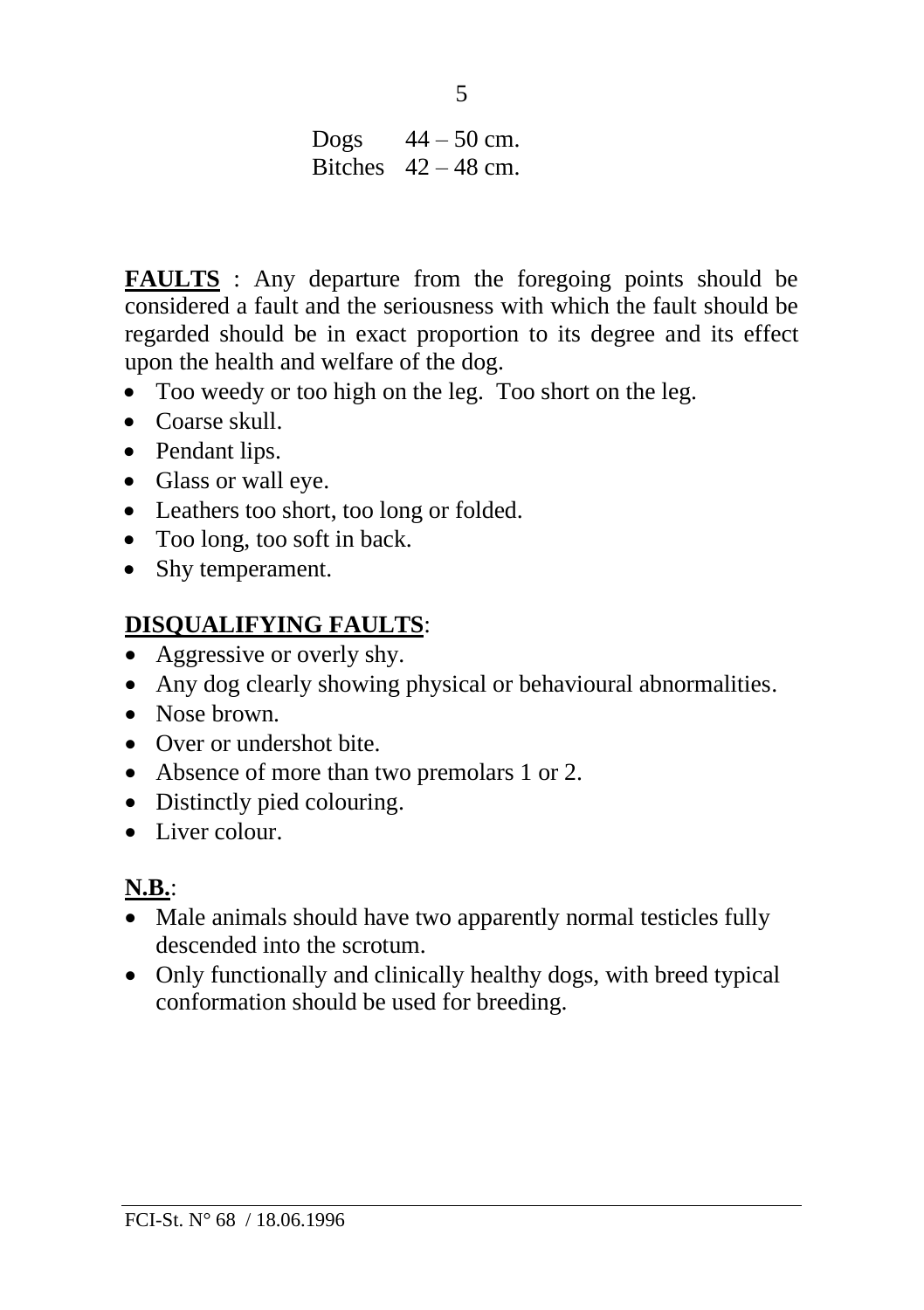| | |
|---|---|
| Dogs | 44 – 50 cm. |
| Bitches | 42 – 48 cm. |

**FAULTS** : Any departure from the foregoing points should be considered a fault and the seriousness with which the fault should be regarded should be in exact proportion to its degree and its effect upon the health and welfare of the dog.

- Too weedy or too high on the leg. Too short on the leg.
- Coarse skull.
- Pendant lips.
- Glass or wall eye.
- Leathers too short, too long or folded.
- Too long, too soft in back.
- Shy temperament.

**DISQUALIFYING FAULTS**:

- Aggressive or overly shy.
- Any dog clearly showing physical or behavioural abnormalities.
- Nose brown.
- Over or undershot bite.
- Absence of more than two premolars 1 or 2.
- Distinctly pied colouring.
- Liver colour.

**N.B.**:

- Male animals should have two apparently normal testicles fully descended into the scrotum.
- Only functionally and clinically healthy dogs, with breed typical conformation should be used for breeding.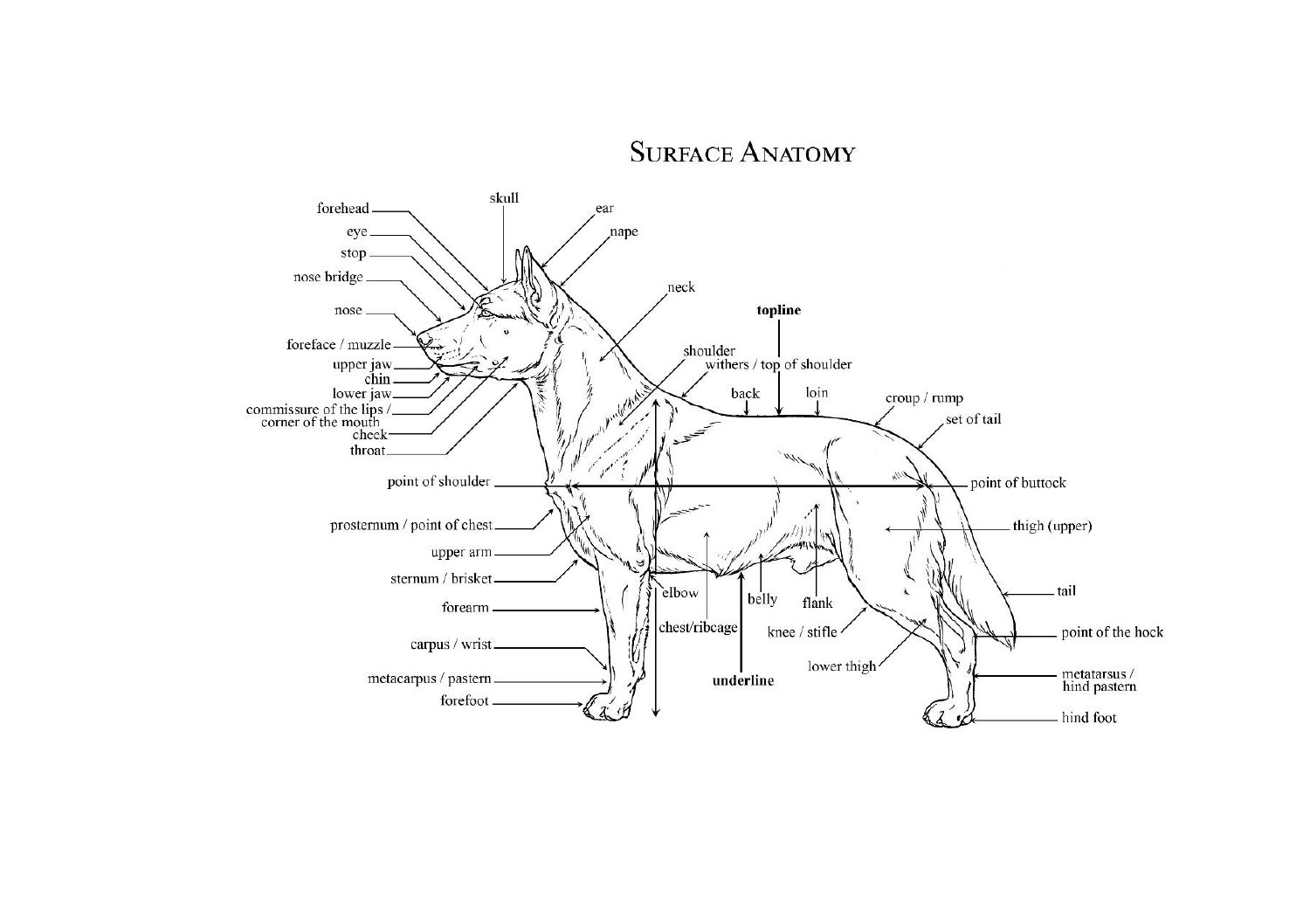# Surface Anatomy

forehead
eye
stop
nose bridge
nose
foreface / muzzle
upper jaw
chin
lower jaw
commissure of the lips / corner of the mouth
cheek
throat
skull
ear
nape
neck
topline
shoulder
withers / top of shoulder
back
loin
croup / rump
set of tail
point of shoulder
point of buttock
prosternum / point of chest
thigh (upper)
upper arm
sternum / brisket
elbow
belly
flank
tail
forearm
chest/ribcage
knee / stifle
point of the hock
carpus / wrist
lower thigh
metacarpus / pastern
underline
metatarsus / hind pastern
forefoot
hind foot